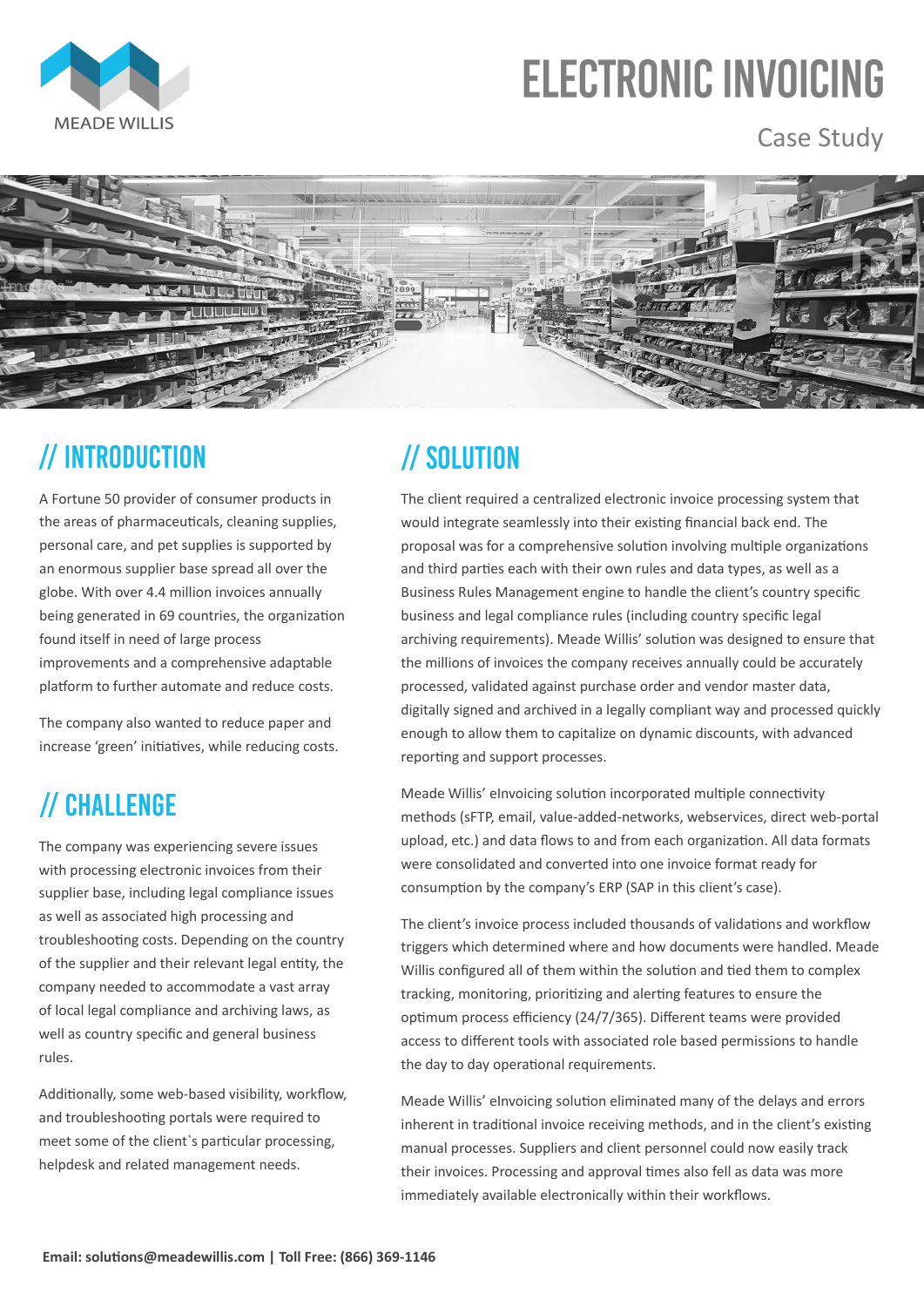MEADE WILLIS

# ELECTRONIC INVOICING

Case Study

## // INTRODUCTION

A Fortune 50 provider of consumer products in the areas of pharmaceuticals, cleaning supplies, personal care, and pet supplies is supported by an enormous supplier base spread all over the globe. With over 4.4 million invoices annually being generated in 69 countries, the organization found itself in need of large process improvements and a comprehensive adaptable platform to further automate and reduce costs.

The company also wanted to reduce paper and increase 'green' initiatives, while reducing costs.

## // CHALLENGE

The company was experiencing severe issues with processing electronic invoices from their supplier base, including legal compliance issues as well as associated high processing and troubleshooting costs. Depending on the country of the supplier and their relevant legal entity, the company needed to accommodate a vast array of local legal compliance and archiving laws, as well as country specific and general business rules.

Additionally, some web-based visibility, workflow, and troubleshooting portals were required to meet some of the client`s particular processing, helpdesk and related management needs.

## // SOLUTION

The client required a centralized electronic invoice processing system that would integrate seamlessly into their existing financial back end. The proposal was for a comprehensive solution involving multiple organizations and third parties each with their own rules and data types, as well as a Business Rules Management engine to handle the client's country specific business and legal compliance rules (including country specific legal archiving requirements). Meade Willis' solution was designed to ensure that the millions of invoices the company receives annually could be accurately processed, validated against purchase order and vendor master data, digitally signed and archived in a legally compliant way and processed quickly enough to allow them to capitalize on dynamic discounts, with advanced reporting and support processes.

Meade Willis' eInvoicing solution incorporated multiple connectivity methods (sFTP, email, value-added-networks, webservices, direct web-portal upload, etc.) and data flows to and from each organization. All data formats were consolidated and converted into one invoice format ready for consumption by the company's ERP (SAP in this client's case).

The client's invoice process included thousands of validations and workflow triggers which determined where and how documents were handled. Meade Willis configured all of them within the solution and tied them to complex tracking, monitoring, prioritizing and alerting features to ensure the optimum process efficiency (24/7/365). Different teams were provided access to different tools with associated role based permissions to handle the day to day operational requirements.

Meade Willis' eInvoicing solution eliminated many of the delays and errors inherent in traditional invoice receiving methods, and in the client's existing manual processes. Suppliers and client personnel could now easily track their invoices. Processing and approval times also fell as data was more immediately available electronically within their workflows.

**Email: solutions@meadewillis.com | Toll Free: (866) 369-1146**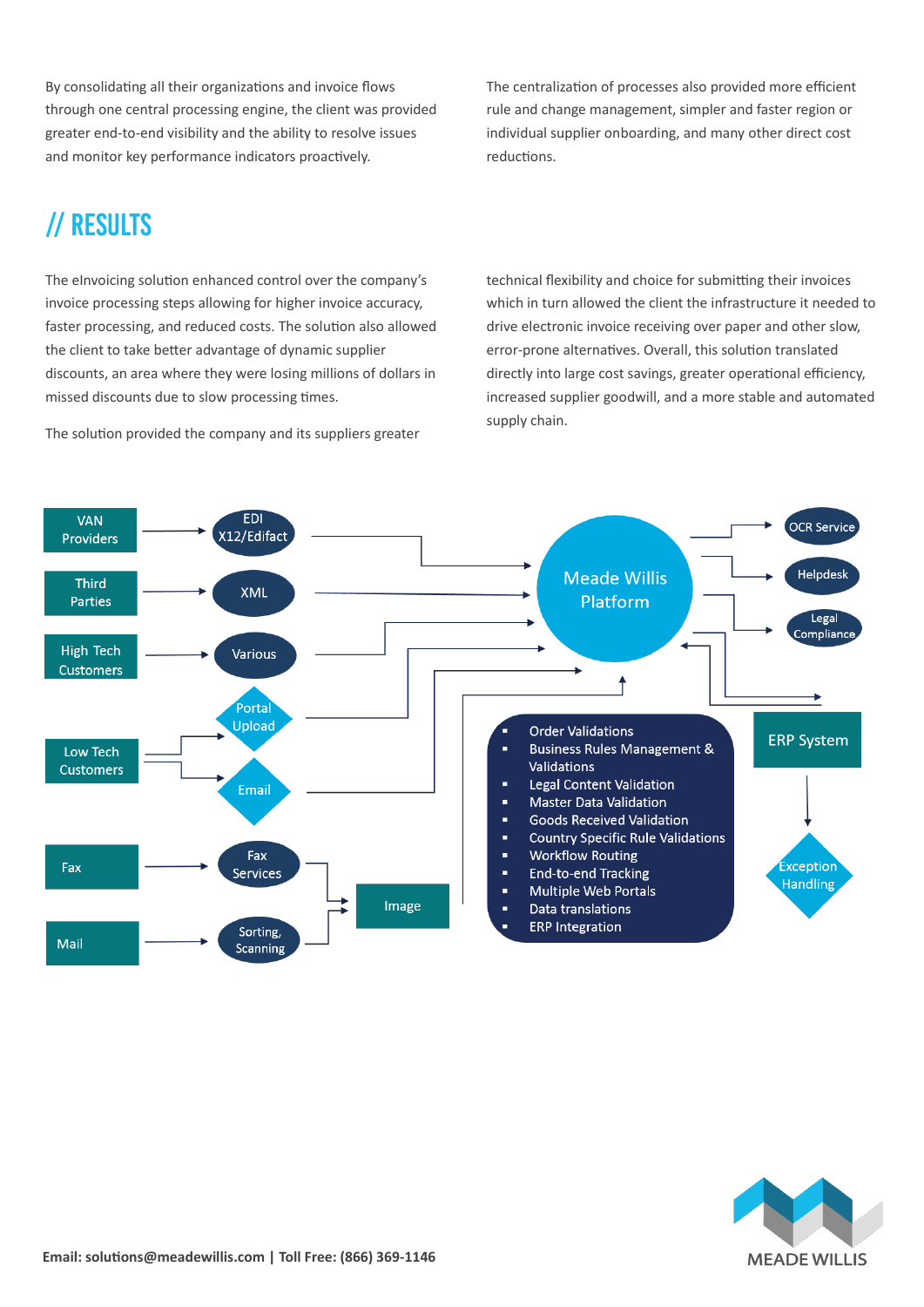By consolidating all their organizations and invoice flows through one central processing engine, the client was provided greater end-to-end visibility and the ability to resolve issues and monitor key performance indicators proactively.

The centralization of processes also provided more efficient rule and change management, simpler and faster region or individual supplier onboarding, and many other direct cost reductions.

## // RESULTS

The eInvoicing solution enhanced control over the company's invoice processing steps allowing for higher invoice accuracy, faster processing, and reduced costs. The solution also allowed the client to take better advantage of dynamic supplier discounts, an area where they were losing millions of dollars in missed discounts due to slow processing times.

The solution provided the company and its suppliers greater technical flexibility and choice for submitting their invoices which in turn allowed the client the infrastructure it needed to drive electronic invoice receiving over paper and other slow, error-prone alternatives. Overall, this solution translated directly into large cost savings, greater operational efficiency, increased supplier goodwill, and a more stable and automated supply chain.

VAN Providers
EDI X12/Edifact
Third Parties
XML
High Tech Customers
Various
Portal Upload
Low Tech Customers
Email
Fax
Fax Services
Mail
Sorting, Scanning
Image
Meade Willis Platform
OCR Service
Helpdesk
Legal Compliance
ERP System
Exception Handling

- Order Validations
- Business Rules Management & Validations
- Legal Content Validation
- Master Data Validation
- Goods Received Validation
- Country Specific Rule Validations
- Workflow Routing
- End-to-end Tracking
- Multiple Web Portals
- Data translations
- ERP Integration

**Email: solutions@meadewillis.com | Toll Free: (866) 369-1146**

MEADE WILLIS